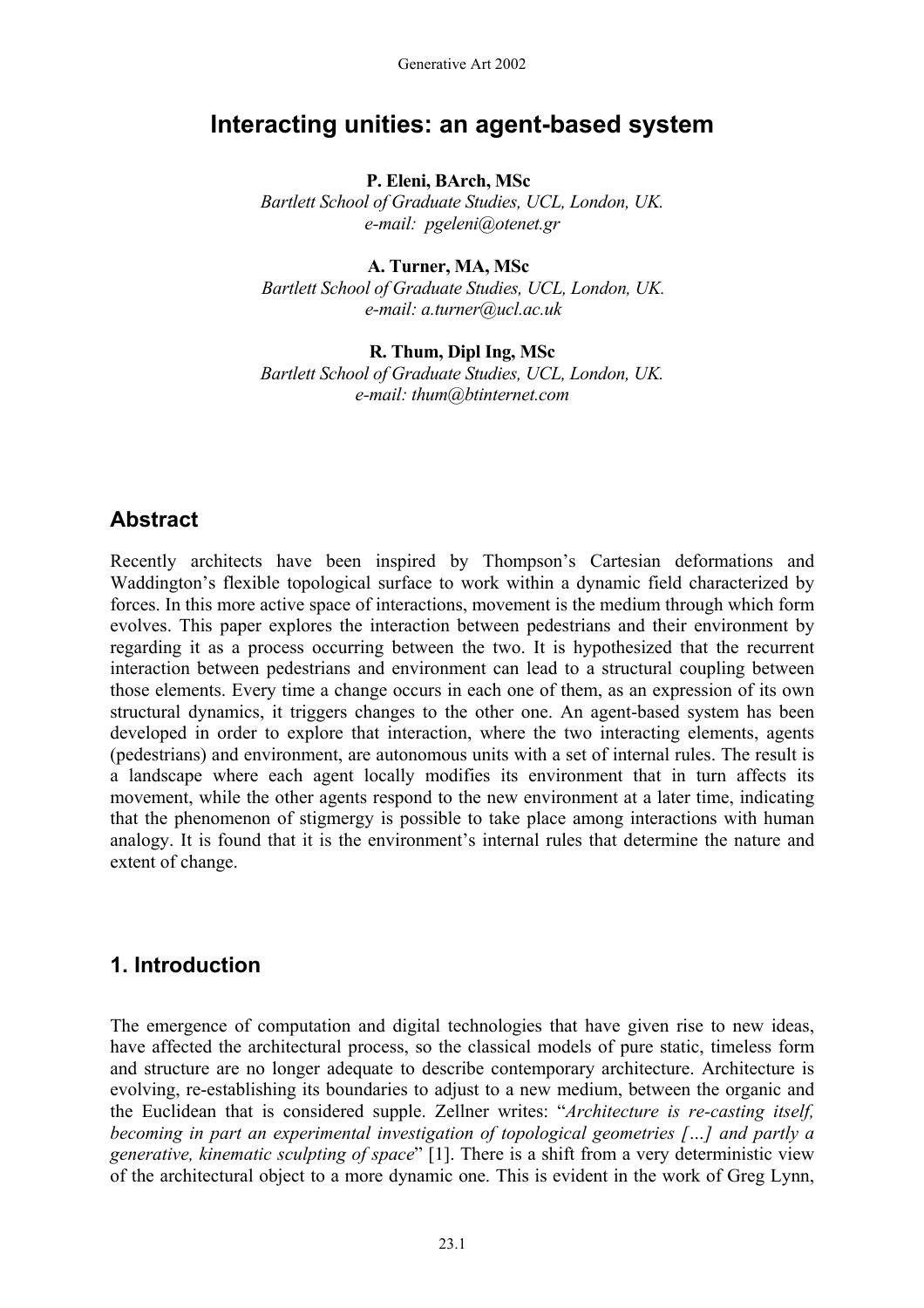# Interacting unities: an agent-based system

**P. Eleni, BArch, MSc**
*Bartlett School of Graduate Studies, UCL, London, UK.*
*e-mail: pgeleni@otenet.gr*

**A. Turner, MA, MSc**
*Bartlett School of Graduate Studies, UCL, London, UK.*
*e-mail: a.turner@ucl.ac.uk*

**R. Thum, Dipl Ing, MSc**
*Bartlett School of Graduate Studies, UCL, London, UK.*
*e-mail: thum@btinternet.com*

## Abstract

Recently architects have been inspired by Thompson's Cartesian deformations and Waddington's flexible topological surface to work within a dynamic field characterized by forces. In this more active space of interactions, movement is the medium through which form evolves. This paper explores the interaction between pedestrians and their environment by regarding it as a process occurring between the two. It is hypothesized that the recurrent interaction between pedestrians and environment can lead to a structural coupling between those elements. Every time a change occurs in each one of them, as an expression of its own structural dynamics, it triggers changes to the other one. An agent-based system has been developed in order to explore that interaction, where the two interacting elements, agents (pedestrians) and environment, are autonomous units with a set of internal rules. The result is a landscape where each agent locally modifies its environment that in turn affects its movement, while the other agents respond to the new environment at a later time, indicating that the phenomenon of stigmergy is possible to take place among interactions with human analogy. It is found that it is the environment's internal rules that determine the nature and extent of change.

## 1. Introduction

The emergence of computation and digital technologies that have given rise to new ideas, have affected the architectural process, so the classical models of pure static, timeless form and structure are no longer adequate to describe contemporary architecture. Architecture is evolving, re-establishing its boundaries to adjust to a new medium, between the organic and the Euclidean that is considered supple. Zellner writes: "*Architecture is re-casting itself, becoming in part an experimental investigation of topological geometries […] and partly a generative, kinematic sculpting of space*" [1]. There is a shift from a very deterministic view of the architectural object to a more dynamic one. This is evident in the work of Greg Lynn,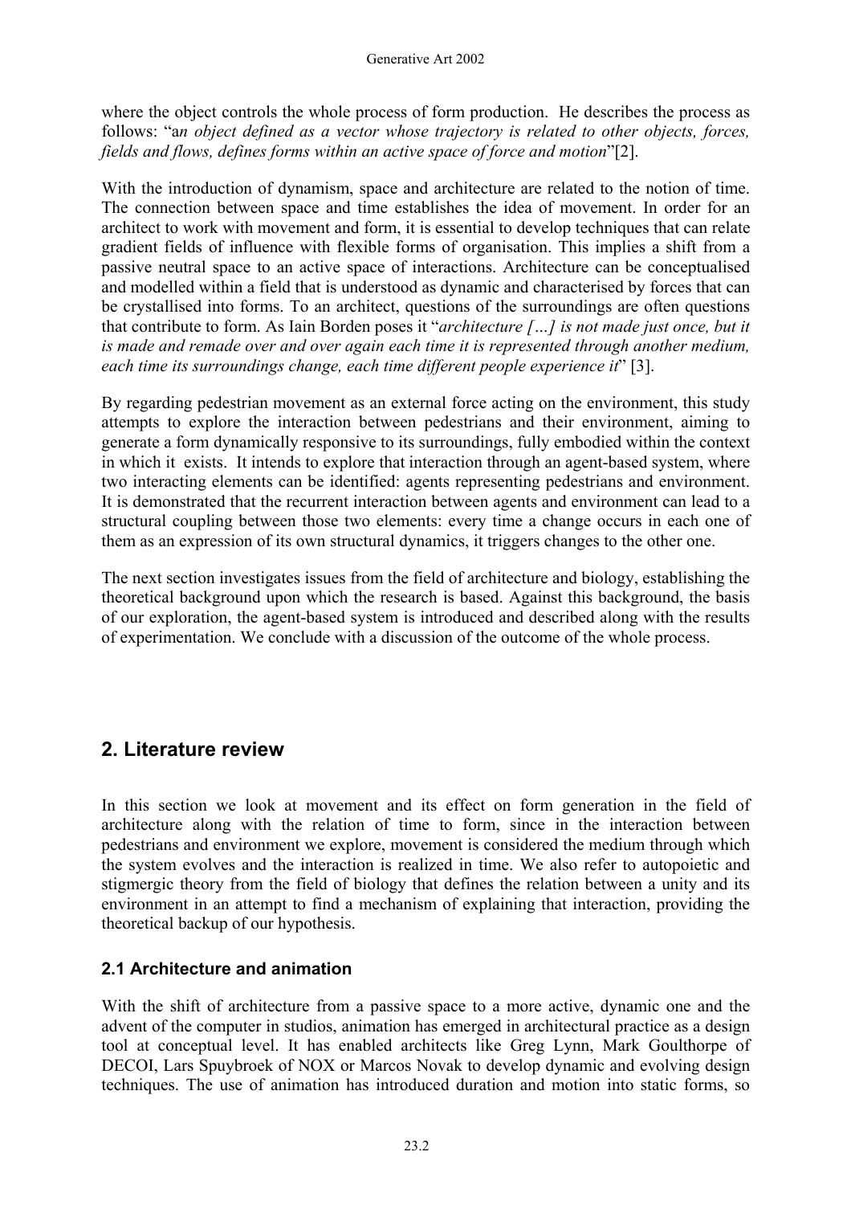where the object controls the whole process of form production. He describes the process as follows: "a*n object defined as a vector whose trajectory is related to other objects, forces, fields and flows, defines forms within an active space of force and motion*"[2].

With the introduction of dynamism, space and architecture are related to the notion of time. The connection between space and time establishes the idea of movement. In order for an architect to work with movement and form, it is essential to develop techniques that can relate gradient fields of influence with flexible forms of organisation. This implies a shift from a passive neutral space to an active space of interactions. Architecture can be conceptualised and modelled within a field that is understood as dynamic and characterised by forces that can be crystallised into forms. To an architect, questions of the surroundings are often questions that contribute to form. As Iain Borden poses it "*architecture […] is not made just once, but it is made and remade over and over again each time it is represented through another medium, each time its surroundings change, each time different people experience it*" [3].

By regarding pedestrian movement as an external force acting on the environment, this study attempts to explore the interaction between pedestrians and their environment, aiming to generate a form dynamically responsive to its surroundings, fully embodied within the context in which it exists. It intends to explore that interaction through an agent-based system, where two interacting elements can be identified: agents representing pedestrians and environment. It is demonstrated that the recurrent interaction between agents and environment can lead to a structural coupling between those two elements: every time a change occurs in each one of them as an expression of its own structural dynamics, it triggers changes to the other one.

The next section investigates issues from the field of architecture and biology, establishing the theoretical background upon which the research is based. Against this background, the basis of our exploration, the agent-based system is introduced and described along with the results of experimentation. We conclude with a discussion of the outcome of the whole process.

## 2. Literature review

In this section we look at movement and its effect on form generation in the field of architecture along with the relation of time to form, since in the interaction between pedestrians and environment we explore, movement is considered the medium through which the system evolves and the interaction is realized in time. We also refer to autopoietic and stigmergic theory from the field of biology that defines the relation between a unity and its environment in an attempt to find a mechanism of explaining that interaction, providing the theoretical backup of our hypothesis.

### 2.1 Architecture and animation

With the shift of architecture from a passive space to a more active, dynamic one and the advent of the computer in studios, animation has emerged in architectural practice as a design tool at conceptual level. It has enabled architects like Greg Lynn, Mark Goulthorpe of DECOI, Lars Spuybroek of NOX or Marcos Novak to develop dynamic and evolving design techniques. The use of animation has introduced duration and motion into static forms, so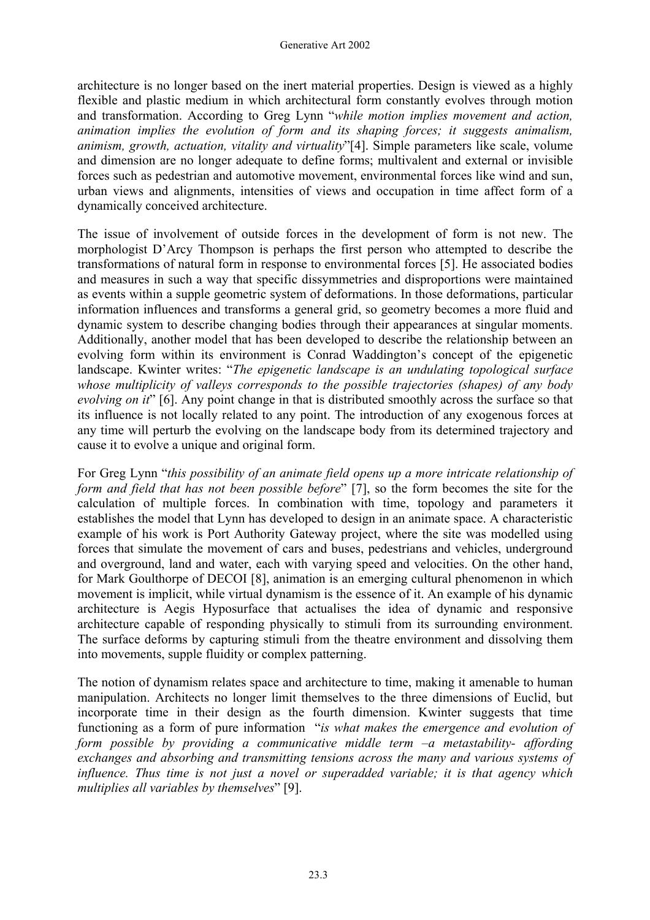architecture is no longer based on the inert material properties. Design is viewed as a highly flexible and plastic medium in which architectural form constantly evolves through motion and transformation. According to Greg Lynn "*while motion implies movement and action, animation implies the evolution of form and its shaping forces; it suggests animalism, animism, growth, actuation, vitality and virtuality*"[4]. Simple parameters like scale, volume and dimension are no longer adequate to define forms; multivalent and external or invisible forces such as pedestrian and automotive movement, environmental forces like wind and sun, urban views and alignments, intensities of views and occupation in time affect form of a dynamically conceived architecture.

The issue of involvement of outside forces in the development of form is not new. The morphologist D'Arcy Thompson is perhaps the first person who attempted to describe the transformations of natural form in response to environmental forces [5]. He associated bodies and measures in such a way that specific dissymmetries and disproportions were maintained as events within a supple geometric system of deformations. In those deformations, particular information influences and transforms a general grid, so geometry becomes a more fluid and dynamic system to describe changing bodies through their appearances at singular moments. Additionally, another model that has been developed to describe the relationship between an evolving form within its environment is Conrad Waddington's concept of the epigenetic landscape. Kwinter writes: "*The epigenetic landscape is an undulating topological surface whose multiplicity of valleys corresponds to the possible trajectories (shapes) of any body evolving on it*" [6]. Any point change in that is distributed smoothly across the surface so that its influence is not locally related to any point. The introduction of any exogenous forces at any time will perturb the evolving on the landscape body from its determined trajectory and cause it to evolve a unique and original form.

For Greg Lynn "*this possibility of an animate field opens up a more intricate relationship of form and field that has not been possible before*" [7], so the form becomes the site for the calculation of multiple forces. In combination with time, topology and parameters it establishes the model that Lynn has developed to design in an animate space. A characteristic example of his work is Port Authority Gateway project, where the site was modelled using forces that simulate the movement of cars and buses, pedestrians and vehicles, underground and overground, land and water, each with varying speed and velocities. On the other hand, for Mark Goulthorpe of DECOI [8], animation is an emerging cultural phenomenon in which movement is implicit, while virtual dynamism is the essence of it. An example of his dynamic architecture is Aegis Hyposurface that actualises the idea of dynamic and responsive architecture capable of responding physically to stimuli from its surrounding environment. The surface deforms by capturing stimuli from the theatre environment and dissolving them into movements, supple fluidity or complex patterning.

The notion of dynamism relates space and architecture to time, making it amenable to human manipulation. Architects no longer limit themselves to the three dimensions of Euclid, but incorporate time in their design as the fourth dimension. Kwinter suggests that time functioning as a form of pure information "*is what makes the emergence and evolution of form possible by providing a communicative middle term –a metastability- affording exchanges and absorbing and transmitting tensions across the many and various systems of influence. Thus time is not just a novel or superadded variable; it is that agency which multiplies all variables by themselves*" [9].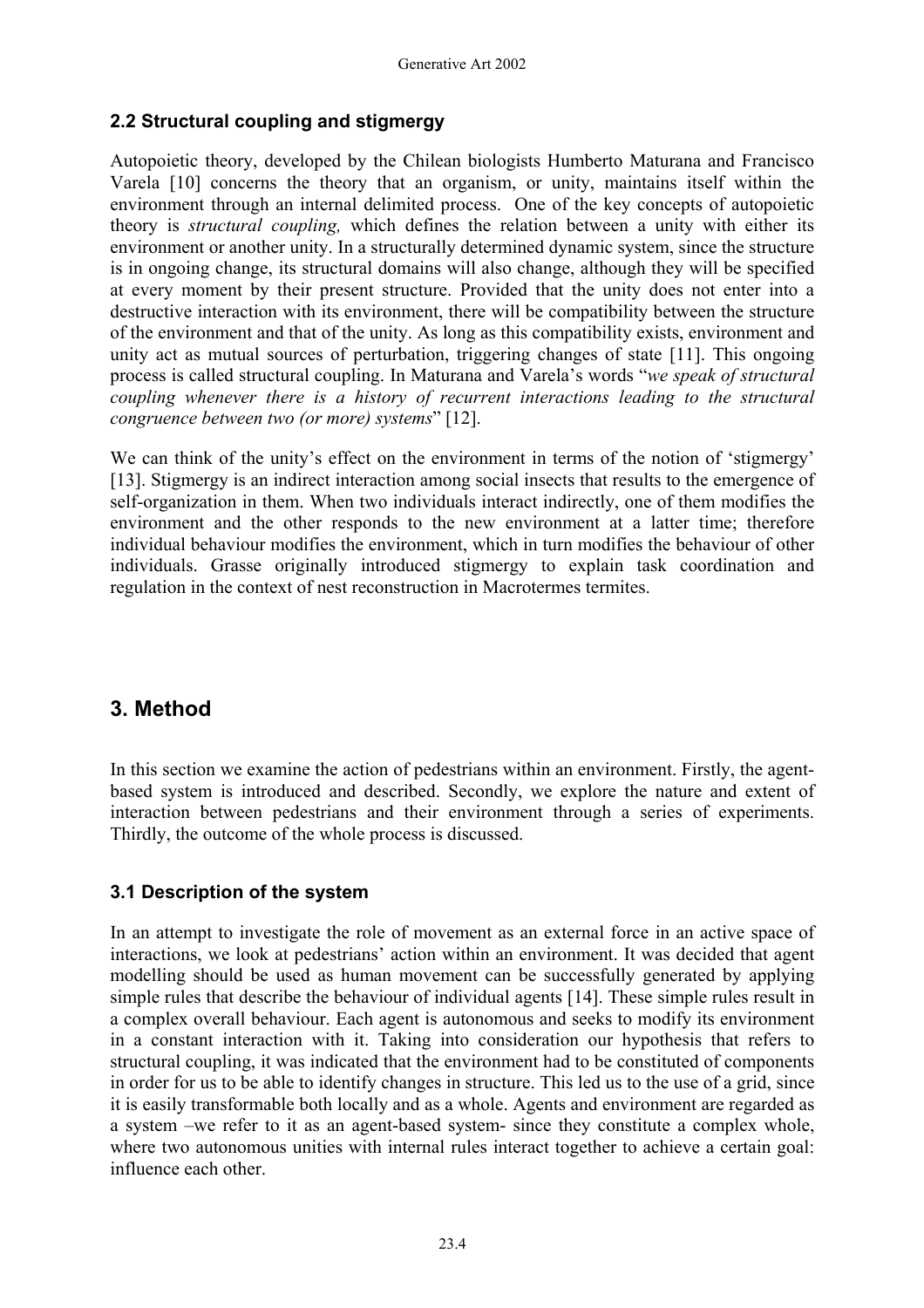### 2.2 Structural coupling and stigmergy

Autopoietic theory, developed by the Chilean biologists Humberto Maturana and Francisco Varela [10] concerns the theory that an organism, or unity, maintains itself within the environment through an internal delimited process. One of the key concepts of autopoietic theory is *structural coupling,* which defines the relation between a unity with either its environment or another unity. In a structurally determined dynamic system, since the structure is in ongoing change, its structural domains will also change, although they will be specified at every moment by their present structure. Provided that the unity does not enter into a destructive interaction with its environment, there will be compatibility between the structure of the environment and that of the unity. As long as this compatibility exists, environment and unity act as mutual sources of perturbation, triggering changes of state [11]. This ongoing process is called structural coupling. In Maturana and Varela's words "*we speak of structural coupling whenever there is a history of recurrent interactions leading to the structural congruence between two (or more) systems*" [12].

We can think of the unity's effect on the environment in terms of the notion of 'stigmergy' [13]. Stigmergy is an indirect interaction among social insects that results to the emergence of self-organization in them. When two individuals interact indirectly, one of them modifies the environment and the other responds to the new environment at a latter time; therefore individual behaviour modifies the environment, which in turn modifies the behaviour of other individuals. Grasse originally introduced stigmergy to explain task coordination and regulation in the context of nest reconstruction in Macrotermes termites.

## 3. Method

In this section we examine the action of pedestrians within an environment. Firstly, the agent-based system is introduced and described. Secondly, we explore the nature and extent of interaction between pedestrians and their environment through a series of experiments. Thirdly, the outcome of the whole process is discussed.

### 3.1 Description of the system

In an attempt to investigate the role of movement as an external force in an active space of interactions, we look at pedestrians' action within an environment. It was decided that agent modelling should be used as human movement can be successfully generated by applying simple rules that describe the behaviour of individual agents [14]. These simple rules result in a complex overall behaviour. Each agent is autonomous and seeks to modify its environment in a constant interaction with it. Taking into consideration our hypothesis that refers to structural coupling, it was indicated that the environment had to be constituted of components in order for us to be able to identify changes in structure. This led us to the use of a grid, since it is easily transformable both locally and as a whole. Agents and environment are regarded as a system –we refer to it as an agent-based system- since they constitute a complex whole, where two autonomous unities with internal rules interact together to achieve a certain goal: influence each other.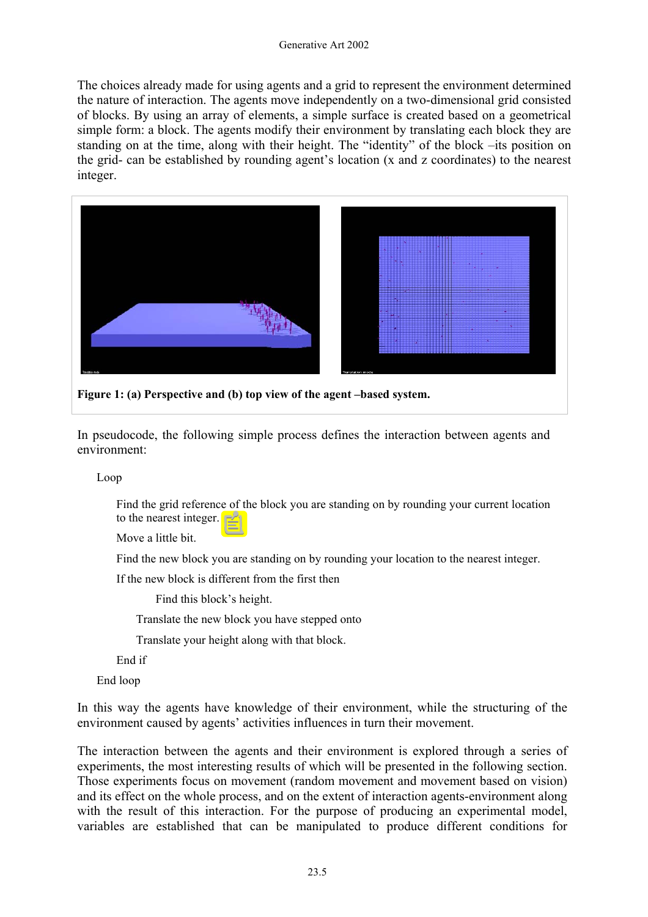The choices already made for using agents and a grid to represent the environment determined the nature of interaction. The agents move independently on a two-dimensional grid consisted of blocks. By using an array of elements, a simple surface is created based on a geometrical simple form: a block. The agents modify their environment by translating each block they are standing on at the time, along with their height. The "identity" of the block –its position on the grid- can be established by rounding agent's location (x and z coordinates) to the nearest integer.

**Figure 1: (a) Perspective and (b) top view of the agent –based system.**

In pseudocode, the following simple process defines the interaction between agents and environment:

```
Loop
    Find the grid reference of the block you are standing on by rounding your current location
    to the nearest integer.
    Move a little bit.
    Find the new block you are standing on by rounding your location to the nearest integer.
    If the new block is different from the first then
            Find this block's height.
        Translate the new block you have stepped onto
        Translate your height along with that block.
    End if
End loop
```

In this way the agents have knowledge of their environment, while the structuring of the environment caused by agents' activities influences in turn their movement.

The interaction between the agents and their environment is explored through a series of experiments, the most interesting results of which will be presented in the following section. Those experiments focus on movement (random movement and movement based on vision) and its effect on the whole process, and on the extent of interaction agents-environment along with the result of this interaction. For the purpose of producing an experimental model, variables are established that can be manipulated to produce different conditions for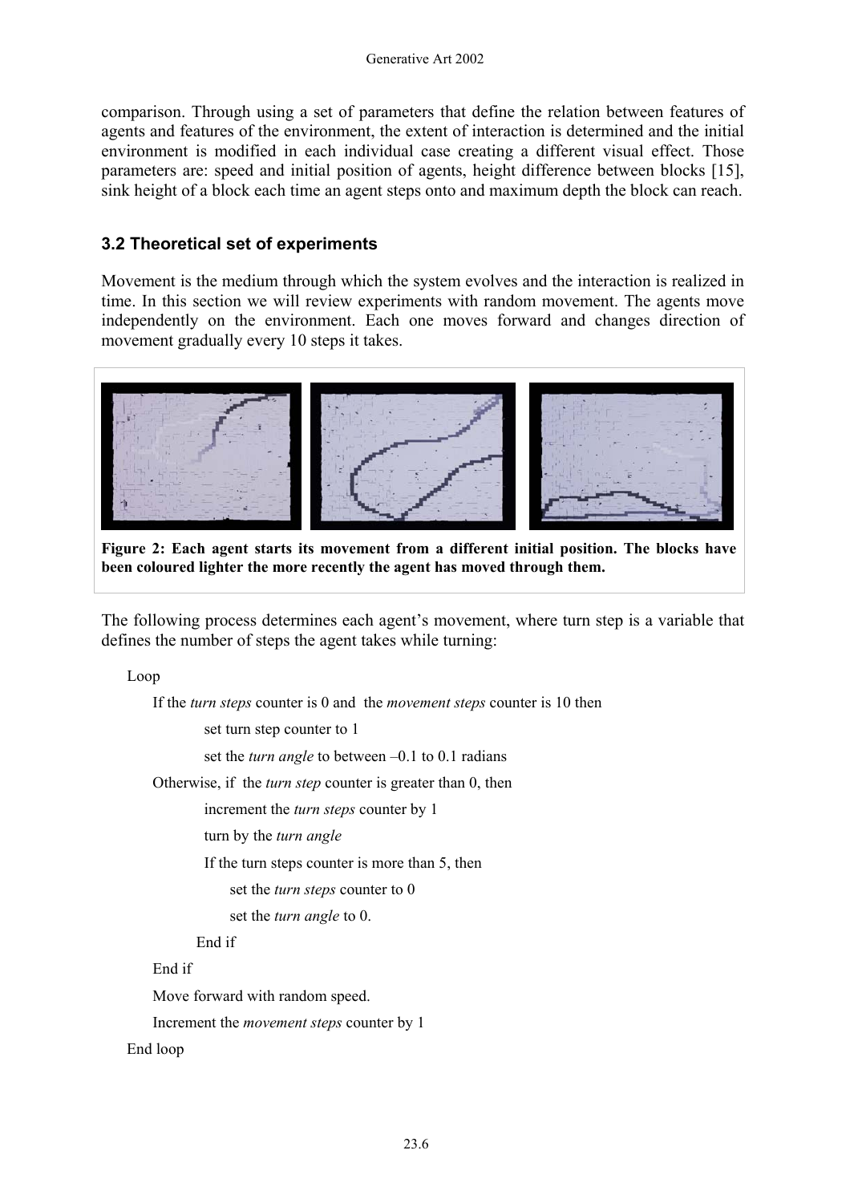comparison. Through using a set of parameters that define the relation between features of agents and features of the environment, the extent of interaction is determined and the initial environment is modified in each individual case creating a different visual effect. Those parameters are: speed and initial position of agents, height difference between blocks [15], sink height of a block each time an agent steps onto and maximum depth the block can reach.

### 3.2 Theoretical set of experiments

Movement is the medium through which the system evolves and the interaction is realized in time. In this section we will review experiments with random movement. The agents move independently on the environment. Each one moves forward and changes direction of movement gradually every 10 steps it takes.

**Figure 2: Each agent starts its movement from a different initial position. The blocks have been coloured lighter the more recently the agent has moved through them.**

The following process determines each agent's movement, where turn step is a variable that defines the number of steps the agent takes while turning:

Loop

- If the *turn steps* counter is 0 and the *movement steps* counter is 10 then
  - set turn step counter to 1
  - set the *turn angle* to between –0.1 to 0.1 radians
- Otherwise, if the *turn step* counter is greater than 0, then
  - increment the *turn steps* counter by 1
  - turn by the *turn angle*
  - If the turn steps counter is more than 5, then
    - set the *turn steps* counter to 0
    - set the *turn angle* to 0.
  - End if
- End if
- Move forward with random speed.
- Increment the *movement steps* counter by 1

End loop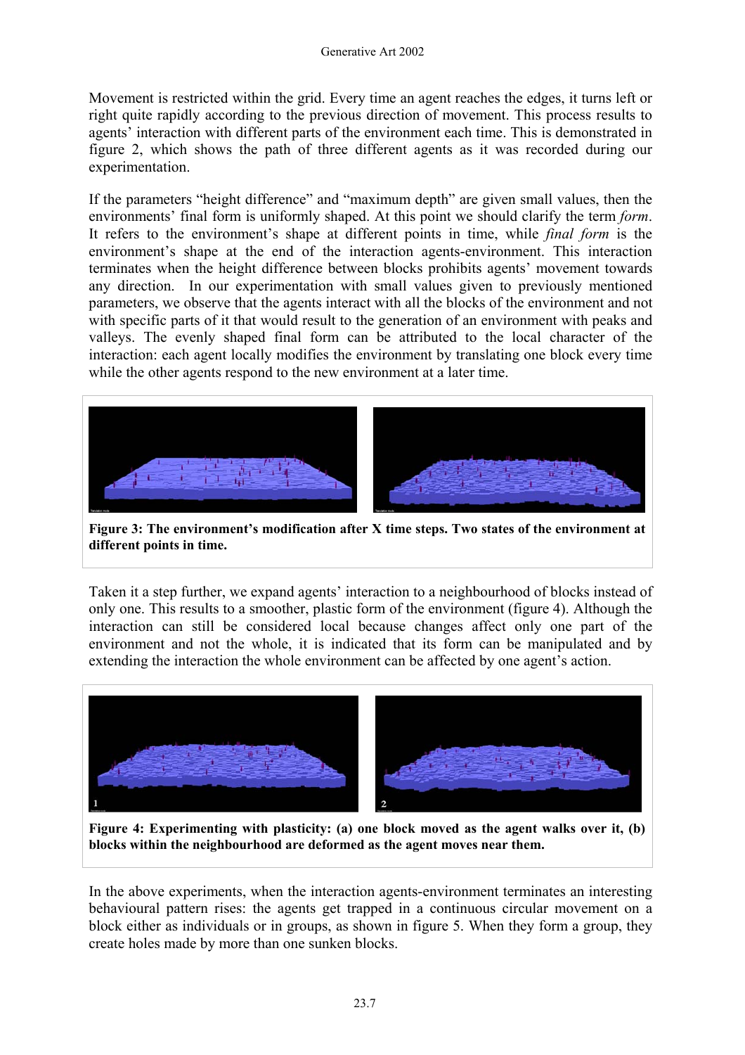Movement is restricted within the grid. Every time an agent reaches the edges, it turns left or right quite rapidly according to the previous direction of movement. This process results to agents' interaction with different parts of the environment each time. This is demonstrated in figure 2, which shows the path of three different agents as it was recorded during our experimentation.

If the parameters "height difference" and "maximum depth" are given small values, then the environments' final form is uniformly shaped. At this point we should clarify the term *form*. It refers to the environment's shape at different points in time, while *final form* is the environment's shape at the end of the interaction agents-environment. This interaction terminates when the height difference between blocks prohibits agents' movement towards any direction. In our experimentation with small values given to previously mentioned parameters, we observe that the agents interact with all the blocks of the environment and not with specific parts of it that would result to the generation of an environment with peaks and valleys. The evenly shaped final form can be attributed to the local character of the interaction: each agent locally modifies the environment by translating one block every time while the other agents respond to the new environment at a later time.

**Figure 3: The environment's modification after X time steps. Two states of the environment at different points in time.**

Taken it a step further, we expand agents' interaction to a neighbourhood of blocks instead of only one. This results to a smoother, plastic form of the environment (figure 4). Although the interaction can still be considered local because changes affect only one part of the environment and not the whole, it is indicated that its form can be manipulated and by extending the interaction the whole environment can be affected by one agent's action.

**Figure 4: Experimenting with plasticity: (a) one block moved as the agent walks over it, (b) blocks within the neighbourhood are deformed as the agent moves near them.**

In the above experiments, when the interaction agents-environment terminates an interesting behavioural pattern rises: the agents get trapped in a continuous circular movement on a block either as individuals or in groups, as shown in figure 5. When they form a group, they create holes made by more than one sunken blocks.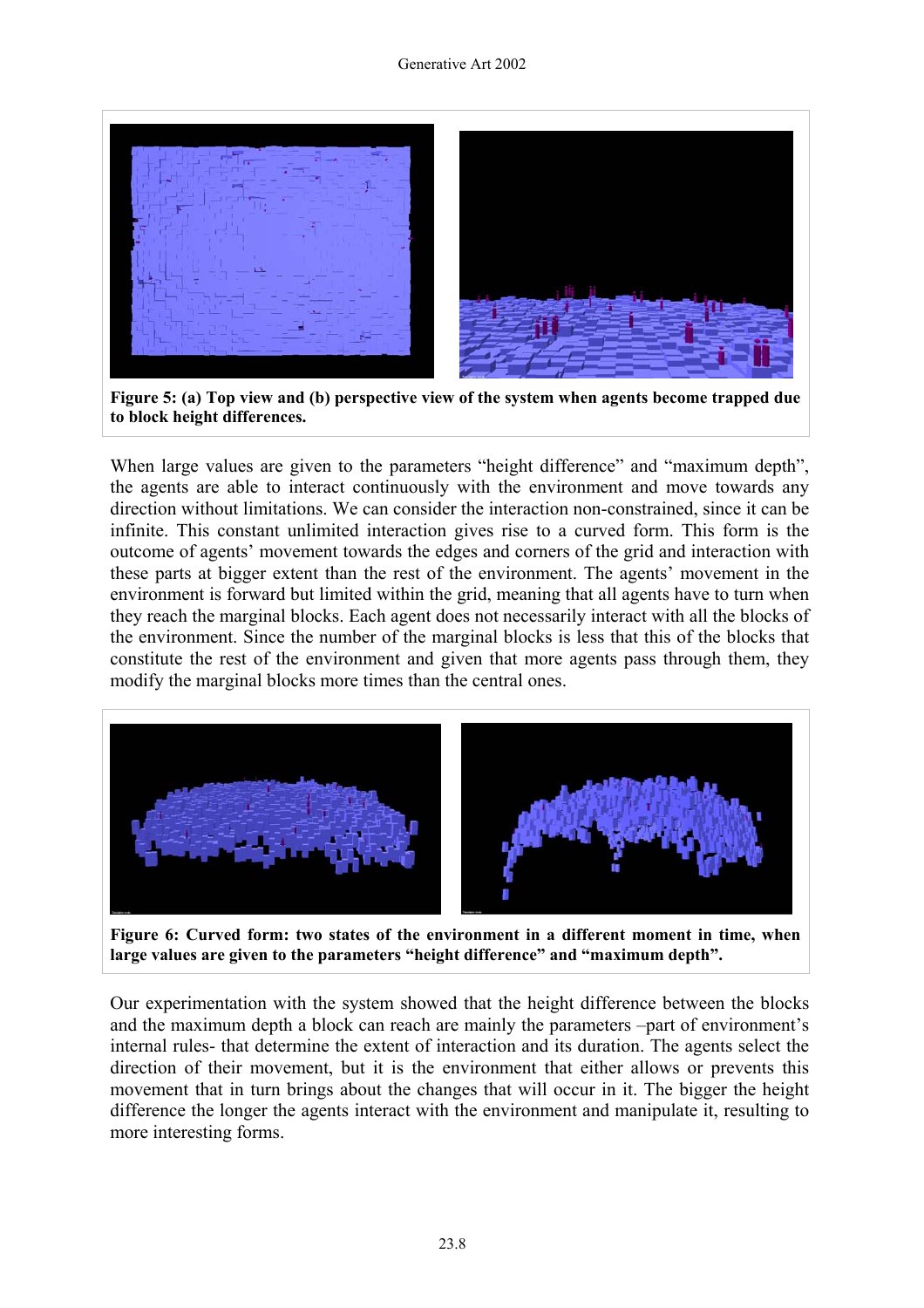**Figure 5: (a) Top view and (b) perspective view of the system when agents become trapped due to block height differences.**

When large values are given to the parameters "height difference" and "maximum depth", the agents are able to interact continuously with the environment and move towards any direction without limitations. We can consider the interaction non-constrained, since it can be infinite. This constant unlimited interaction gives rise to a curved form. This form is the outcome of agents' movement towards the edges and corners of the grid and interaction with these parts at bigger extent than the rest of the environment. The agents' movement in the environment is forward but limited within the grid, meaning that all agents have to turn when they reach the marginal blocks. Each agent does not necessarily interact with all the blocks of the environment. Since the number of the marginal blocks is less that this of the blocks that constitute the rest of the environment and given that more agents pass through them, they modify the marginal blocks more times than the central ones.

**Figure 6: Curved form: two states of the environment in a different moment in time, when large values are given to the parameters "height difference" and "maximum depth".**

Our experimentation with the system showed that the height difference between the blocks and the maximum depth a block can reach are mainly the parameters –part of environment's internal rules- that determine the extent of interaction and its duration. The agents select the direction of their movement, but it is the environment that either allows or prevents this movement that in turn brings about the changes that will occur in it. The bigger the height difference the longer the agents interact with the environment and manipulate it, resulting to more interesting forms.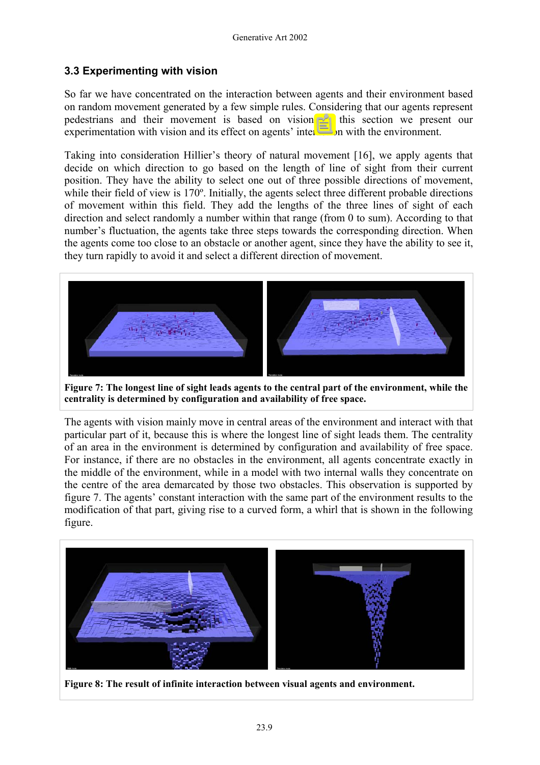### 3.3 Experimenting with vision

So far we have concentrated on the interaction between agents and their environment based on random movement generated by a few simple rules. Considering that our agents represent pedestrians and their movement is based on vision, in this section we present our experimentation with vision and its effect on agents' interaction with the environment.

Taking into consideration Hillier's theory of natural movement [16], we apply agents that decide on which direction to go based on the length of line of sight from their current position. They have the ability to select one out of three possible directions of movement, while their field of view is 170º. Initially, the agents select three different probable directions of movement within this field. They add the lengths of the three lines of sight of each direction and select randomly a number within that range (from 0 to sum). According to that number's fluctuation, the agents take three steps towards the corresponding direction. When the agents come too close to an obstacle or another agent, since they have the ability to see it, they turn rapidly to avoid it and select a different direction of movement.

**Figure 7: The longest line of sight leads agents to the central part of the environment, while the centrality is determined by configuration and availability of free space.**

The agents with vision mainly move in central areas of the environment and interact with that particular part of it, because this is where the longest line of sight leads them. The centrality of an area in the environment is determined by configuration and availability of free space. For instance, if there are no obstacles in the environment, all agents concentrate exactly in the middle of the environment, while in a model with two internal walls they concentrate on the centre of the area demarcated by those two obstacles. This observation is supported by figure 7. The agents' constant interaction with the same part of the environment results to the modification of that part, giving rise to a curved form, a whirl that is shown in the following figure.

**Figure 8: The result of infinite interaction between visual agents and environment.**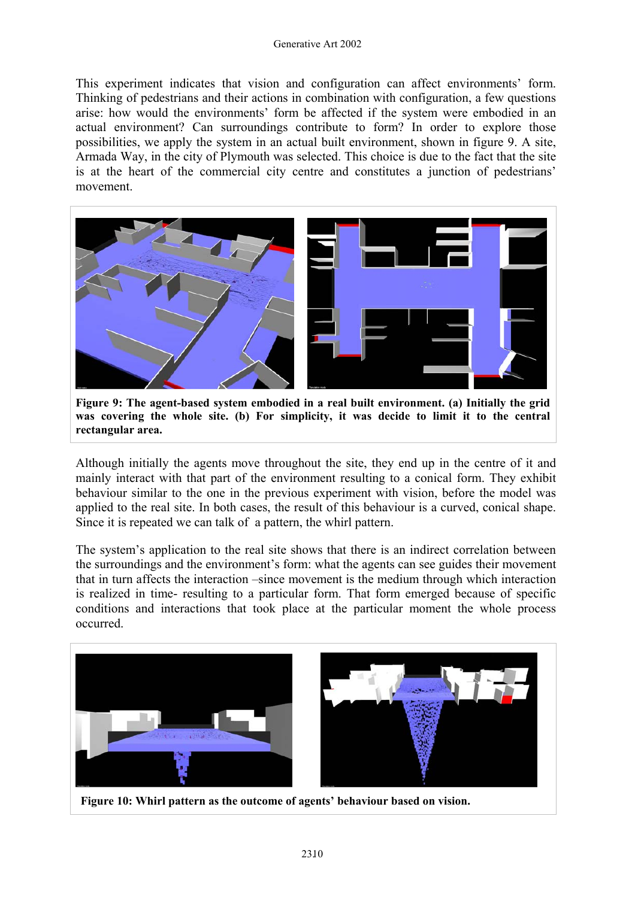This experiment indicates that vision and configuration can affect environments' form. Thinking of pedestrians and their actions in combination with configuration, a few questions arise: how would the environments' form be affected if the system were embodied in an actual environment? Can surroundings contribute to form? In order to explore those possibilities, we apply the system in an actual built environment, shown in figure 9. A site, Armada Way, in the city of Plymouth was selected. This choice is due to the fact that the site is at the heart of the commercial city centre and constitutes a junction of pedestrians' movement.

**Figure 9: The agent-based system embodied in a real built environment. (a) Initially the grid was covering the whole site. (b) For simplicity, it was decide to limit it to the central rectangular area.**

Although initially the agents move throughout the site, they end up in the centre of it and mainly interact with that part of the environment resulting to a conical form. They exhibit behaviour similar to the one in the previous experiment with vision, before the model was applied to the real site. In both cases, the result of this behaviour is a curved, conical shape. Since it is repeated we can talk of a pattern, the whirl pattern.

The system's application to the real site shows that there is an indirect correlation between the surroundings and the environment's form: what the agents can see guides their movement that in turn affects the interaction –since movement is the medium through which interaction is realized in time- resulting to a particular form. That form emerged because of specific conditions and interactions that took place at the particular moment the whole process occurred.

**Figure 10: Whirl pattern as the outcome of agents' behaviour based on vision.**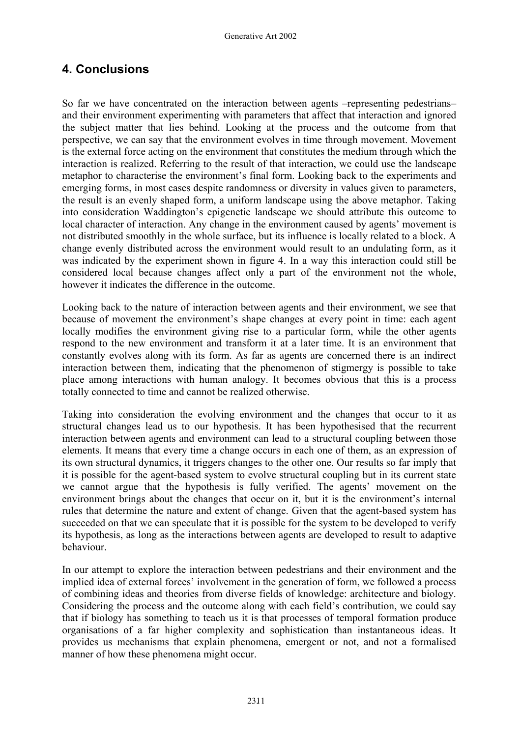## 4. Conclusions

So far we have concentrated on the interaction between agents –representing pedestrians– and their environment experimenting with parameters that affect that interaction and ignored the subject matter that lies behind. Looking at the process and the outcome from that perspective, we can say that the environment evolves in time through movement. Movement is the external force acting on the environment that constitutes the medium through which the interaction is realized. Referring to the result of that interaction, we could use the landscape metaphor to characterise the environment's final form. Looking back to the experiments and emerging forms, in most cases despite randomness or diversity in values given to parameters, the result is an evenly shaped form, a uniform landscape using the above metaphor. Taking into consideration Waddington's epigenetic landscape we should attribute this outcome to local character of interaction. Any change in the environment caused by agents' movement is not distributed smoothly in the whole surface, but its influence is locally related to a block. A change evenly distributed across the environment would result to an undulating form, as it was indicated by the experiment shown in figure 4. In a way this interaction could still be considered local because changes affect only a part of the environment not the whole, however it indicates the difference in the outcome.

Looking back to the nature of interaction between agents and their environment, we see that because of movement the environment's shape changes at every point in time: each agent locally modifies the environment giving rise to a particular form, while the other agents respond to the new environment and transform it at a later time. It is an environment that constantly evolves along with its form. As far as agents are concerned there is an indirect interaction between them, indicating that the phenomenon of stigmergy is possible to take place among interactions with human analogy. It becomes obvious that this is a process totally connected to time and cannot be realized otherwise.

Taking into consideration the evolving environment and the changes that occur to it as structural changes lead us to our hypothesis. It has been hypothesised that the recurrent interaction between agents and environment can lead to a structural coupling between those elements. It means that every time a change occurs in each one of them, as an expression of its own structural dynamics, it triggers changes to the other one. Our results so far imply that it is possible for the agent-based system to evolve structural coupling but in its current state we cannot argue that the hypothesis is fully verified. The agents' movement on the environment brings about the changes that occur on it, but it is the environment's internal rules that determine the nature and extent of change. Given that the agent-based system has succeeded on that we can speculate that it is possible for the system to be developed to verify its hypothesis, as long as the interactions between agents are developed to result to adaptive behaviour.

In our attempt to explore the interaction between pedestrians and their environment and the implied idea of external forces' involvement in the generation of form, we followed a process of combining ideas and theories from diverse fields of knowledge: architecture and biology. Considering the process and the outcome along with each field's contribution, we could say that if biology has something to teach us it is that processes of temporal formation produce organisations of a far higher complexity and sophistication than instantaneous ideas. It provides us mechanisms that explain phenomena, emergent or not, and not a formalised manner of how these phenomena might occur.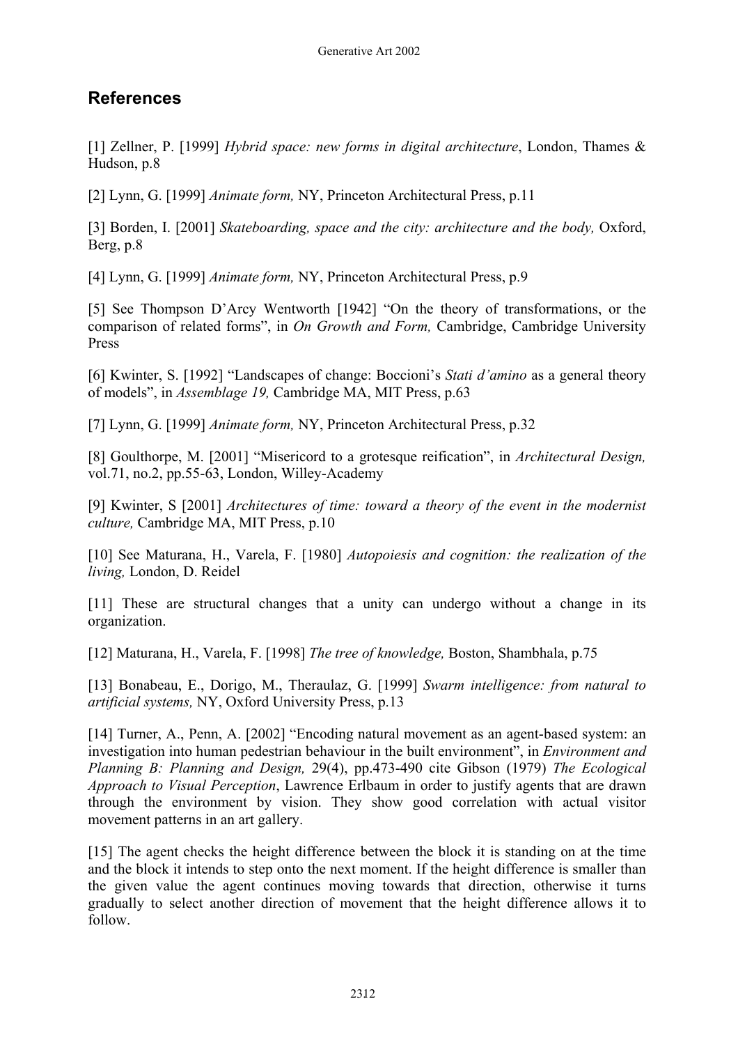## References

[1] Zellner, P. [1999] *Hybrid space: new forms in digital architecture*, London, Thames & Hudson, p.8

[2] Lynn, G. [1999] *Animate form,* NY, Princeton Architectural Press, p.11

[3] Borden, I. [2001] *Skateboarding, space and the city: architecture and the body,* Oxford, Berg, p.8

[4] Lynn, G. [1999] *Animate form,* NY, Princeton Architectural Press, p.9

[5] See Thompson D'Arcy Wentworth [1942] "On the theory of transformations, or the comparison of related forms", in *On Growth and Form,* Cambridge, Cambridge University Press

[6] Kwinter, S. [1992] "Landscapes of change: Boccioni's *Stati d'amino* as a general theory of models", in *Assemblage 19,* Cambridge MA, MIT Press, p.63

[7] Lynn, G. [1999] *Animate form,* NY, Princeton Architectural Press, p.32

[8] Goulthorpe, M. [2001] "Misericord to a grotesque reification", in *Architectural Design,* vol.71, no.2, pp.55-63, London, Willey-Academy

[9] Kwinter, S [2001] *Architectures of time: toward a theory of the event in the modernist culture,* Cambridge MA, MIT Press, p.10

[10] See Maturana, H., Varela, F. [1980] *Autopoiesis and cognition: the realization of the living,* London, D. Reidel

[11] These are structural changes that a unity can undergo without a change in its organization.

[12] Maturana, H., Varela, F. [1998] *The tree of knowledge,* Boston, Shambhala, p.75

[13] Bonabeau, E., Dorigo, M., Theraulaz, G. [1999] *Swarm intelligence: from natural to artificial systems,* NY, Oxford University Press, p.13

[14] Turner, A., Penn, A. [2002] "Encoding natural movement as an agent-based system: an investigation into human pedestrian behaviour in the built environment", in *Environment and Planning B: Planning and Design,* 29(4), pp.473-490 cite Gibson (1979) *The Ecological Approach to Visual Perception*, Lawrence Erlbaum in order to justify agents that are drawn through the environment by vision. They show good correlation with actual visitor movement patterns in an art gallery.

[15] The agent checks the height difference between the block it is standing on at the time and the block it intends to step onto the next moment. If the height difference is smaller than the given value the agent continues moving towards that direction, otherwise it turns gradually to select another direction of movement that the height difference allows it to follow.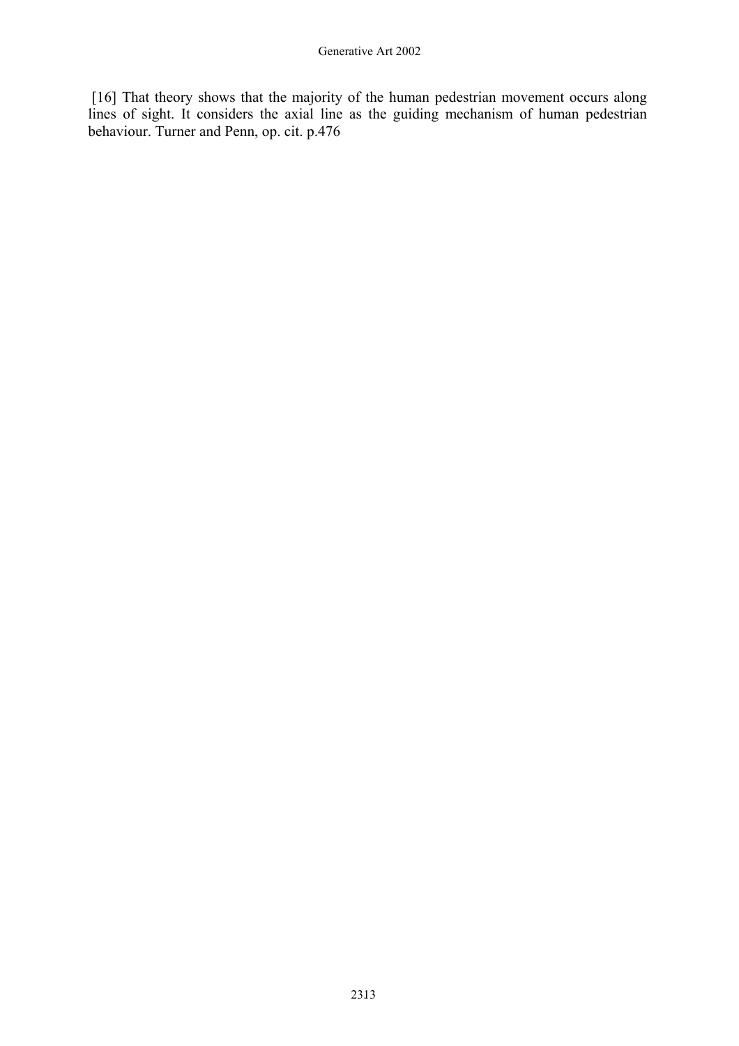[16] That theory shows that the majority of the human pedestrian movement occurs along lines of sight. It considers the axial line as the guiding mechanism of human pedestrian behaviour. Turner and Penn, op. cit. p.476